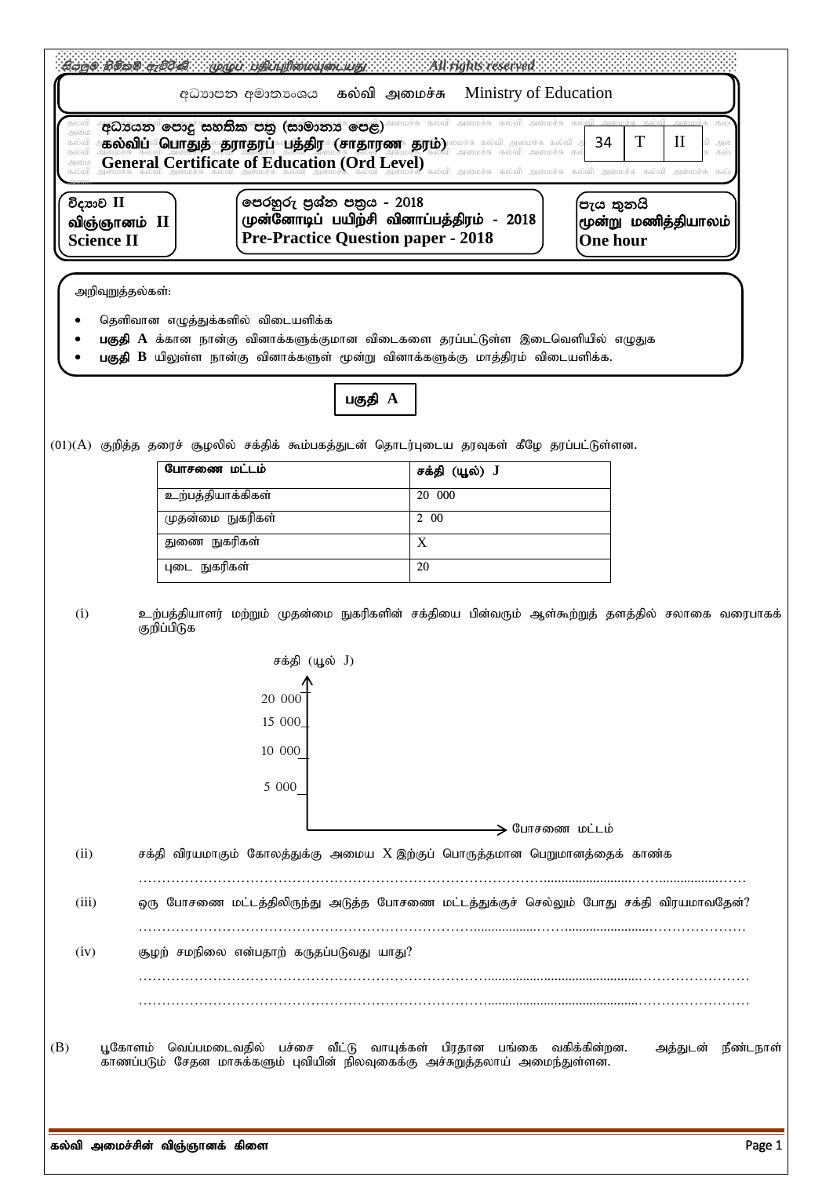முழுப் பதிப்புரிமையுடையது All rights reserved

அධ්‍යාපන අමාත්‍යාංශය கல்வி அமைச்சு Ministry of Education

අධ්‍යයන පොදු සහතික පත්‍ර (සාමාන්‍ය පෙළ)
கல்விப் பொதுத் தராதரப் பத்திர (சாதாரண தரம்)
General Certificate of Education (Ord Level)

| 34 | T | II |
|---|---|---|

විද්‍යාව II
விஞ்ஞானம் II
Science II

පෙරහුරු ප්‍රශ්න පත්‍රය - 2018
முன்னோடிப் பயிற்சி வினாப்பத்திரம் - 2018
Pre-Practice Question paper - 2018

පැය තුනයි
மூன்று மணித்தியாலம்
One hour

அறிவுறுத்தல்கள்:

- தெளிவான எழுத்துக்களில் விடையளிக்க
- **பகுதி A** க்கான நான்கு வினாக்களுக்குமான விடைகளை தரப்பட்டுள்ள இடைவெளியில் எழுதுக
- **பகுதி B** யிலுள்ள நான்கு வினாக்களுள் மூன்று வினாக்களுக்கு மாத்திரம் விடையளிக்க.

## பகுதி A

(01)(A) குறித்த தரைச் சூழலில் சக்திக் கூம்பகத்துடன் தொடர்புடைய தரவுகள் கீழே தரப்பட்டுள்ளன.

| **போசணை மட்டம்** | **சக்தி (யூல்) J** |
|---|---|
| உற்பத்தியாக்கிகள் | 20 000 |
| முதன்மை நுகரிகள் | 2 00 |
| துணை நுகரிகள் | X |
| புடை நுகரிகள் | 20 |

(i) உற்பத்தியாளர் மற்றும் முதன்மை நுகரிகளின் சக்தியை பின்வரும் ஆள்கூற்றுத் தளத்தில் சலாகை வரைபாகக் குறிப்பிடுக

சக்தி (யூல் J)

20 000

15 000

10 000

5 000

போசணை மட்டம்

(ii) சக்தி விரயமாகும் கோலத்துக்கு அமைய X இற்குப் பொருத்தமான பெறுமானத்தைக் காண்க

……………………………………………………………………………………………

(iii) ஒரு போசணை மட்டத்திலிருந்து அடுத்த போசணை மட்டத்துக்குச் செல்லும் போது சக்தி விரயமாவதேன்?

……………………………………………………………………………………………

(iv) சூழற் சமநிலை என்பதாற் கருதப்படுவது யாது?

……………………………………………………………………………………………

……………………………………………………………………………………………

(B) பூகோளம் வெப்பமடைவதில் பச்சை வீட்டு வாயுக்கள் பிரதான பங்கை வகிக்கின்றன. அத்துடன் நீண்டநாள் காணப்படும் சேதன மாசுக்களும் புவியின் நிலவுகைக்கு அச்சுறுத்தலாய் அமைந்துள்ளன.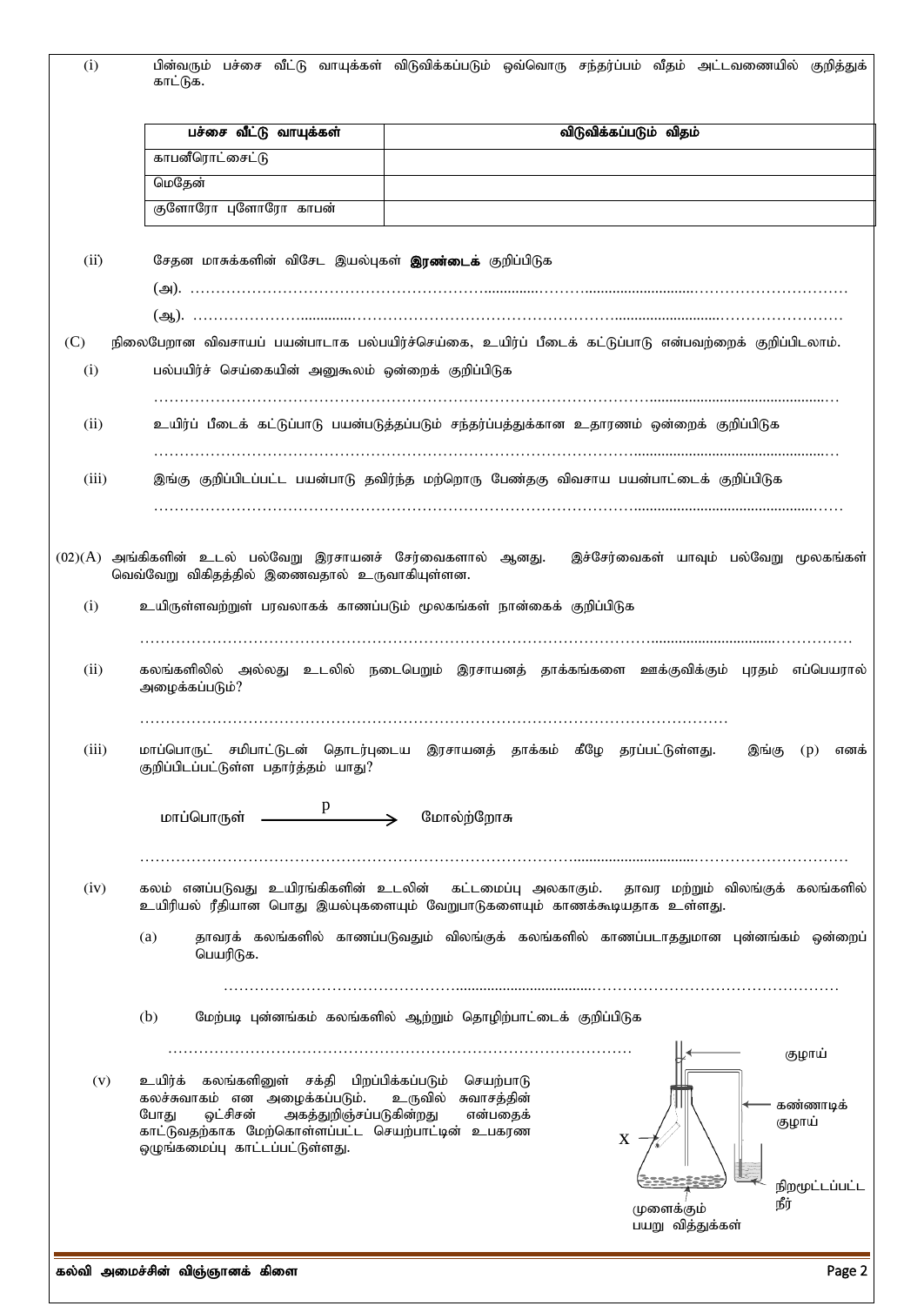(i) பின்வரும் பச்சை வீட்டு வாயுக்கள் விடுவிக்கப்படும் ஒவ்வொரு சந்தர்ப்பம் வீதம் அட்டவணையில் குறித்துக் காட்டுக.

| பச்சை வீட்டு வாயுக்கள் | விடுவிக்கப்படும் விதம் |
|---|---|
| காபனீரொட்சைட்டு | |
| மெதேன் | |
| குளோரோ புளோரோ காபன் | |

(ii) சேதன மாசுக்களின் விசேட இயல்புகள் **இரண்டைக்** குறிப்பிடுக

(அ). ……………………………………………………………………………………………………

(ஆ). ……………………………………………………………………………………………………

(C) நிலைபேறான விவசாயப் பயன்பாடாக பல்பயிர்ச்செய்கை, உயிர்ப் பீடைக் கட்டுப்பாடு என்பவற்றைக் குறிப்பிடலாம்.

(i) பல்பயிர்ச் செய்கையின் அனுகூலம் ஒன்றைக் குறிப்பிடுக

……………………………………………………………………………………………………

(ii) உயிர்ப் பீடைக் கட்டுப்பாடு பயன்படுத்தப்படும் சந்தர்ப்பத்துக்கான உதாரணம் ஒன்றைக் குறிப்பிடுக

……………………………………………………………………………………………………

(iii) இங்கு குறிப்பிடப்பட்ட பயன்பாடு தவிர்ந்த மற்றொரு பேண்தகு விவசாய பயன்பாட்டைக் குறிப்பிடுக

……………………………………………………………………………………………………

(02)(A) அங்கிகளின் உடல் பல்வேறு இரசாயனச் சேர்வைகளால் ஆனது. இச்சேர்வைகள் யாவும் பல்வேறு மூலகங்கள் வெவ்வேறு விகிதத்தில் இணைவதால் உருவாகியுள்ளன.

(i) உயிருள்ளவற்றுள் பரவலாகக் காணப்படும் மூலகங்கள் நான்கைக் குறிப்பிடுக

……………………………………………………………………………………………………

(ii) கலங்களிலில் அல்லது உடலில் நடைபெறும் இரசாயனத் தாக்கங்களை ஊக்குவிக்கும் புரதம் எப்பெயரால் அழைக்கப்படும்?

……………………………………………………………………………………………………

(iii) மாப்பொருட் சமிபாட்டுடன் தொடர்புடைய இரசாயனத் தாக்கம் கீழே தரப்பட்டுள்ளது. இங்கு (p) எனக் குறிப்பிடப்பட்டுள்ள பதார்த்தம் யாது?

மாப்பொருள் $\xrightarrow{p}$ மோல்ற்றோசு

……………………………………………………………………………………………………

(iv) கலம் எனப்படுவது உயிரங்கிகளின் உடலின் கட்டமைப்பு அலகாகும். தாவர மற்றும் விலங்குக் கலங்களில் உயிரியல் ரீதியான பொது இயல்புகளையும் வேறுபாடுகளையும் காணக்கூடியதாக உள்ளது.

(a) தாவரக் கலங்களில் காணப்படுவதும் விலங்குக் கலங்களில் காணப்படாததுமான புன்னங்கம் ஒன்றைப் பெயரிடுக.

……………………………………………………………………………………………………

(b) மேற்படி புன்னங்கம் கலங்களில் ஆற்றும் தொழிற்பாட்டைக் குறிப்பிடுக

……………………………………………………………………………………

(v) உயிர்க் கலங்களினுள் சக்தி பிறப்பிக்கப்படும் செயற்பாடு கலச்சுவாசம் என அழைக்கப்படும். உருவில் சுவாசத்தின் போது ஒட்சிசன் அகத்துறிஞ்சப்படுகின்றது என்பதைக் காட்டுவதற்காக மேற்கொள்ளப்பட்ட செயற்பாட்டின் உபகரண ஒழுங்கமைப்பு காட்டப்பட்டுள்ளது.

குழாய்
X
கண்ணாடிக் குழாய்
நிறமூட்டப்பட்ட நீர்
முளைக்கும் பயறு வித்துக்கள்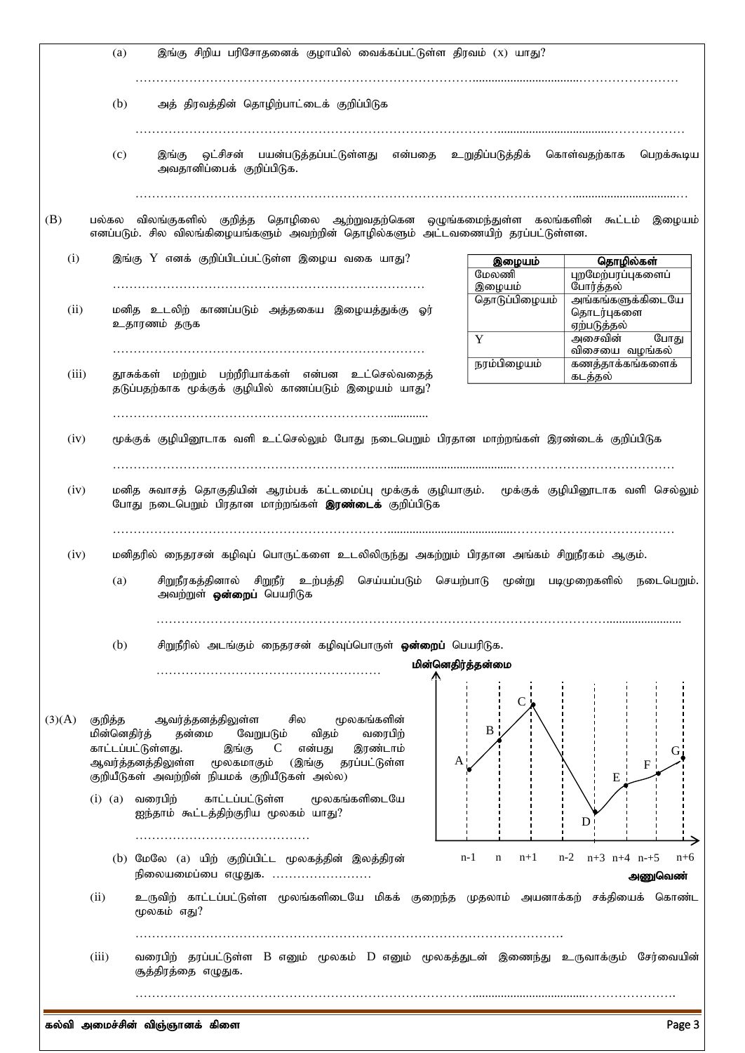(a) இங்கு சிறிய பரிசோதனைக் குழாயில் வைக்கப்பட்டுள்ள திரவம் (x) யாது?

……………………………………………………………………………………………………………………

(b) அத் திரவத்தின் தொழிற்பாட்டைக் குறிப்பிடுக

……………………………………………………………………………………………………………………

(c) இங்கு ஒட்சிசன் பயன்படுத்தப்பட்டுள்ளது என்பதை உறுதிப்படுத்திக் கொள்வதற்காக பெறக்கூடிய அவதானிப்பைக் குறிப்பிடுக.

……………………………………………………………………………………………………………………

(B) பல்கல விலங்குகளில் குறித்த தொழிலை ஆற்றுவதற்கென ஒழுங்கமைந்துள்ள கலங்களின் கூட்டம் இழையம் எனப்படும். சில விலங்கிழையங்களும் அவற்றின் தொழில்களும் அட்டவணையிற் தரப்பட்டுள்ளன.

| இழையம் | தொழில்கள் |
|---|---|
| மேலணி இழையம் | புறமேற்பரப்புகளைப் போர்த்தல் |
| தொடுப்பிழையம் | அங்கங்களுக்கிடையே தொடர்புகளை ஏற்படுத்தல் |
| Y | அசைவின் போது விசையை வழங்கல் |
| நரம்பிழையம் | கணத்தாக்கங்களைக் கடத்தல் |

(i) இங்கு Y எனக் குறிப்பிடப்பட்டுள்ள இழைய வகை யாது?

……………………………………………………………………

(ii) மனித உடலிற் காணப்படும் அத்தகைய இழையத்துக்கு ஓர் உதாரணம் தருக

……………………………………………………………………

(iii) தூசுக்கள் மற்றும் பற்றீரியாக்கள் என்பன உட்செல்வதைத் தடுப்பதற்காக மூக்குக் குழியில் காணப்படும் இழையம் யாது?

……………………………………………………………………

(iv) மூக்குக் குழியினூடாக வளி உட்செல்லும் போது நடைபெறும் பிரதான மாற்றங்கள் இரண்டைக் குறிப்பிடுக

……………………………………………………………………………………………………………………

(iv) மனித சுவாசத் தொகுதியின் ஆரம்பக் கட்டமைப்பு மூக்குக் குழியாகும். மூக்குக் குழியினூடாக வளி செல்லும் போது நடைபெறும் பிரதான மாற்றங்கள் **இரண்டைக்** குறிப்பிடுக

……………………………………………………………………………………………………………………

(iv) மனிதரில் நைதரசன் கழிவுப் பொருட்களை உடலிலிருந்து அகற்றும் பிரதான அங்கம் சிறுநீரகம் ஆகும்.

(a) சிறுநீரகத்தினால் சிறுநீர் உற்பத்தி செய்யப்படும் செயற்பாடு மூன்று படிமுறைகளில் நடைபெறும். அவற்றுள் **ஒன்றைப்** பெயரிடுக

……………………………………………………………………………………………………………

(b) சிறுநீரில் அடங்கும் நைதரசன் கழிவுப்பொருள் **ஒன்றைப்** பெயரிடுக.

………………………………………………

(3)(A) குறித்த ஆவர்த்தனத்திலுள்ள சில மூலகங்களின் மின்னெதிர்த் தன்மை வேறுபடும் விதம் வரைபிற் காட்டப்பட்டுள்ளது. இங்கு C என்பது இரண்டாம் ஆவர்த்தனத்திலுள்ள மூலகமாகும் (இங்கு தரப்பட்டுள்ள குறியீடுகள் அவற்றின் நியமக் குறியீடுகள் அல்ல)

(Graph: y-axis மின்னெதிர்த்தன்மை; x-axis அணுவெண்; points A, B, C, D, E, F, G at n-1, n, n+1, n-2, n+3, n+4, n-+5, n+6)

(i) (a) வரைபிற் காட்டப்பட்டுள்ள மூலகங்களிடையே ஐந்தாம் கூட்டத்திற்குரிய மூலகம் யாது?

……………………………………

(b) மேலே (a) யிற் குறிப்பிட்ட மூலகத்தின் இலத்திரன் நிலையமைப்பை எழுதுக. ……………………

(ii) உருவிற் காட்டப்பட்டுள்ள மூலகங்களிடையே மிகக் குறைந்த முதலாம் அயனாக்கற் சக்தியைக் கொண்ட மூலகம் எது?

……………………………………………………………………………………………

(iii) வரைபிற் தரப்பட்டுள்ள B எனும் மூலகம் D எனும் மூலகத்துடன் இணைந்து உருவாக்கும் சேர்வையின் சூத்திரத்தை எழுதுக.

……………………………………………………………………………………………………………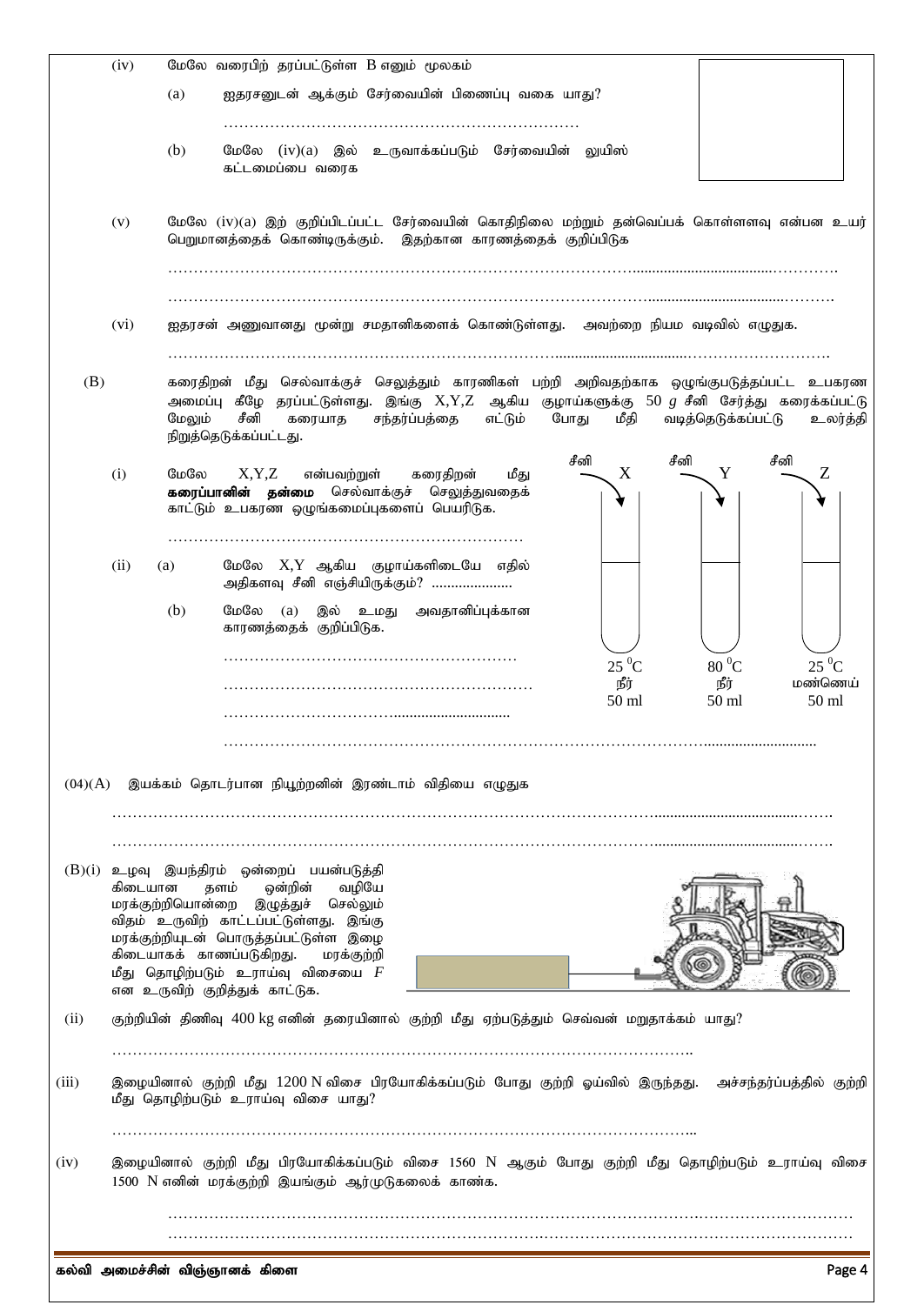(iv) மேலே வரைபிற் தரப்பட்டுள்ள B எனும் மூலகம்

(a) ஐதரசனுடன் ஆக்கும் சேர்வையின் பிணைப்பு வகை யாது?

……………………………………………………………

(b) மேலே (iv)(a) இல் உருவாக்கப்படும் சேர்வையின் லுயிஸ் கட்டமைப்பை வரைக

(v) மேலே (iv)(a) இற் குறிப்பிடப்பட்ட சேர்வையின் கொதிநிலை மற்றும் தன்வெப்பக் கொள்ளளவு என்பன உயர் பெறுமானத்தைக் கொண்டிருக்கும். இதற்கான காரணத்தைக் குறிப்பிடுக

……………………………………………………………………………………………………………

……………………………………………………………………………………………………………

(vi) ஐதரசன் அணுவானது மூன்று சமதானிகளைக் கொண்டுள்ளது. அவற்றை நியம வடிவில் எழுதுக.

……………………………………………………………………………………………………………

(B) கரைதிறன் மீது செல்வாக்குச் செலுத்தும் காரணிகள் பற்றி அறிவதற்காக ஒழுங்குபடுத்தப்பட்ட உபகரண அமைப்பு கீழே தரப்பட்டுள்ளது. இங்கு X,Y,Z ஆகிய குழாய்களுக்கு 50 *g* சீனி சேர்த்து கரைக்கப்பட்டு மேலும் சீனி கரையாத சந்தர்ப்பத்தை எட்டும் போது மீதி வடித்தெடுக்கப்பட்டு உலர்த்தி நிறுத்தெடுக்கப்பட்டது.

சீனி X — $25\,^0C$ நீர் 50 ml

சீனி Y — $80\,^0C$ நீர் 50 ml

சீனி Z — $25\,^0C$ மண்ணெய் 50 ml

(i) மேலே X,Y,Z என்பவற்றுள் கரைதிறன் மீது **கரைப்பானின் தன்மை** செல்வாக்குச் செலுத்துவதைக் காட்டும் உபகரண ஒழுங்கமைப்புகளைப் பெயரிடுக.

……………………………………………………………

(ii) (a) மேலே X,Y ஆகிய குழாய்களிடையே எதில் அதிகளவு சீனி எஞ்சியிருக்கும்? ………………

(b) மேலே (a) இல் உமது அவதானிப்புக்கான காரணத்தைக் குறிப்பிடுக.

……………………………………………………

……………………………………………………

……………………………………………………

……………………………………………………………………………………………

(04)(A) இயக்கம் தொடர்பான நியூற்றனின் இரண்டாம் விதியை எழுதுக

……………………………………………………………………………………………………………

……………………………………………………………………………………………………………

(B)(i) உழவு இயந்திரம் ஒன்றைப் பயன்படுத்தி கிடையான தளம் ஒன்றின் வழியே மரக்குற்றியொன்றை இழுத்துச் செல்லும் விதம் உருவிற் காட்டப்பட்டுள்ளது. இங்கு மரக்குற்றியுடன் பொருத்தப்பட்டுள்ள இழை கிடையாகக் காணப்படுகிறது. மரக்குற்றி மீது தொழிற்படும் உராய்வு விசையை *F* என உருவிற் குறித்துக் காட்டுக.

(ii) குற்றியின் திணிவு 400 kg எனின் தரையினால் குற்றி மீது ஏற்படுத்தும் செவ்வன் மறுதாக்கம் யாது?

……………………………………………………………………………………………………

(iii) இழையினால் குற்றி மீது 1200 N விசை பிரயோகிக்கப்படும் போது குற்றி ஓய்வில் இருந்தது. அச்சந்தர்ப்பத்தில் குற்றி மீது தொழிற்படும் உராய்வு விசை யாது?

……………………………………………………………………………………………………

(iv) இழையினால் குற்றி மீது பிரயோகிக்கப்படும் விசை 1560 N ஆகும் போது குற்றி மீது தொழிற்படும் உராய்வு விசை 1500 N எனின் மரக்குற்றி இயங்கும் ஆர்முடுகலைக் காண்க.

……………………………………………………………………………………………………

……………………………………………………………………………………………………

கல்வி அமைச்சின் விஞ்ஞானக் கிளை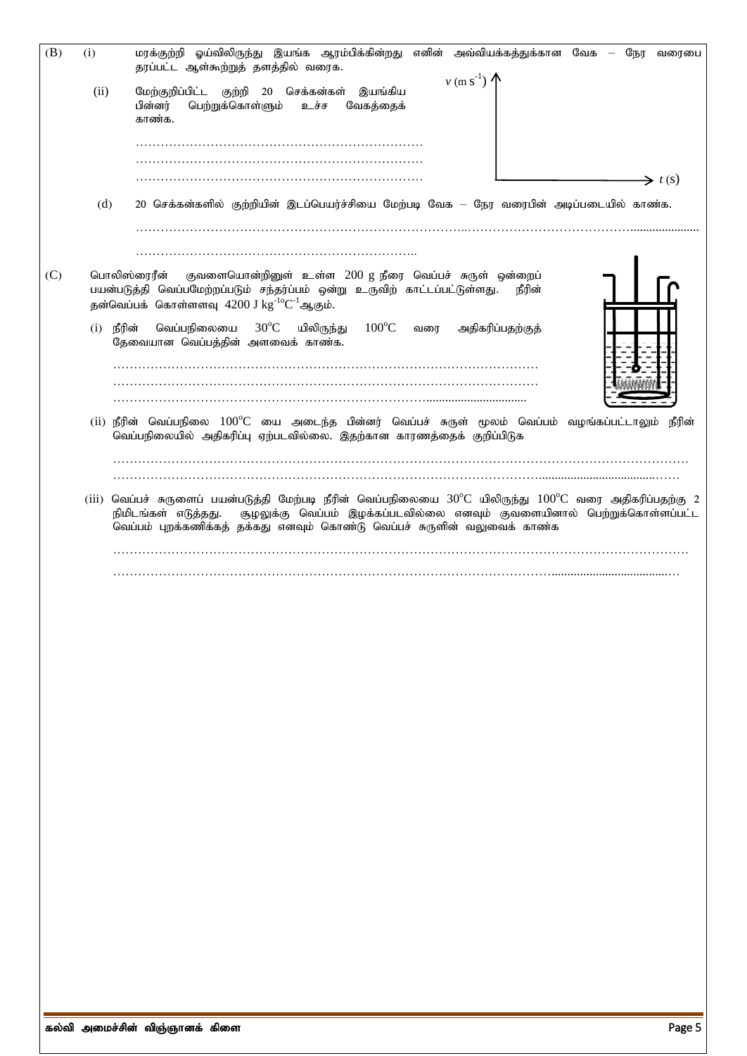(B) (i) மரக்குற்றி ஓய்விலிருந்து இயங்க ஆரம்பிக்கின்றது எனின் அவ்வியக்கத்துக்கான வேக – நேர வரைபை தரப்பட்ட ஆள்கூற்றுத் தளத்தில் வரைக.

$v$ (m s$^{-1}$)

$t$ (s)

(ii) மேற்குறிப்பிட்ட குற்றி 20 செக்கன்கள் இயங்கிய பின்னர் பெற்றுக்கொள்ளும் உச்ச வேகத்தைக் காண்க.

………………………………………………………………
………………………………………………………………
………………………………………………………………

(d) 20 செக்கன்களில் குற்றியின் இடப்பெயர்ச்சியை மேற்படி வேக – நேர வரைபின் அடிப்படையில் காண்க.

………………………………………………………………………………………………………………………
………………………………………………………………

(C) பொலிஸ்ரைரீன் குவளையொன்றினுள் உள்ள 200 g நீரை வெப்பச் சுருள் ஒன்றைப் பயன்படுத்தி வெப்பமேற்றப்படும் சந்தர்ப்பம் ஒன்று உருவிற் காட்டப்பட்டுள்ளது. நீரின் தன்வெப்பக் கொள்ளளவு 4200 J kg$^{-1}$°C$^{-1}$ ஆகும்.

(i) நீரின் வெப்பநிலையை 30°C யிலிருந்து 100°C வரை அதிகரிப்பதற்குத் தேவையான வெப்பத்தின் அளவைக் காண்க.

………………………………………………………………………………………
………………………………………………………………………………………
………………………………………………………………………………………

(ii) நீரின் வெப்பநிலை 100°C யை அடைந்த பின்னர் வெப்பச் சுருள் மூலம் வெப்பம் வழங்கப்பட்டாலும் நீரின் வெப்பநிலையில் அதிகரிப்பு ஏற்படவில்லை. இதற்கான காரணத்தைக் குறிப்பிடுக

………………………………………………………………………………………………………………………
………………………………………………………………………………………………………………………

(iii) வெப்பச் சுருளைப் பயன்படுத்தி மேற்படி நீரின் வெப்பநிலையை 30°C யிலிருந்து 100°C வரை அதிகரிப்பதற்கு 2 நிமிடங்கள் எடுத்தது. சூழலுக்கு வெப்பம் இழக்கப்படவில்லை எனவும் குவளையினால் பெற்றுக்கொள்ளப்பட்ட வெப்பம் புறக்கணிக்கத் தக்கது எனவும் கொண்டு வெப்பச் சுருளின் வலுவைக் காண்க

………………………………………………………………………………………………………………………
………………………………………………………………………………………………………………………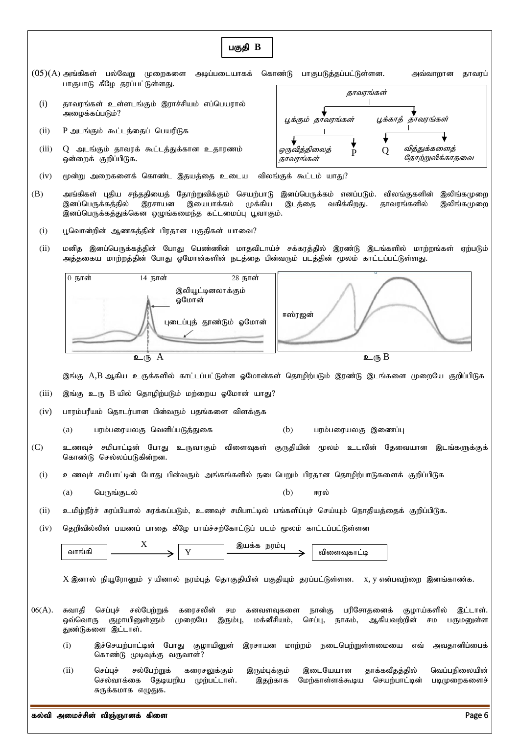## பகுதி B

(05)(A) அங்கிகள் பல்வேறு முறைகளை அடிப்படையாகக் கொண்டு பாகுபடுத்தப்பட்டுள்ளன. அவ்வாறான தாவரப் பாகுபாடு கீழே தரப்பட்டுள்ளது.

தாவரங்கள்
பூக்கும் தாவரங்கள்
பூக்காத் தாவரங்கள்
ஒருவித்திலைத் தாவரங்கள்
P
Q
வித்துக்களைத் தோற்றுவிக்காதவை

(i) தாவரங்கள் உள்ளடங்கும் இராச்சியம் எப்பெயரால் அழைக்கப்படும்?

(ii) P அடங்கும் கூட்டத்தைப் பெயரிடுக

(iii) Q அடங்கும் தாவரக் கூட்டத்துக்கான உதாரணம் ஒன்றைக் குறிப்பிடுக.

(iv) மூன்று அறைகளைக் கொண்ட இதயத்தை உடைய விலங்குக் கூட்டம் யாது?

(B) அங்கிகள் புதிய சந்ததியைத் தோற்றுவிக்கும் செயற்பாடு இனப்பெருக்கம் எனப்படும். விலங்குகளின் இலிங்கமுறை இனப்பெருக்கத்தில் இரசாயன இயைபாக்கம் முக்கிய இடத்தை வகிக்கிறது. தாவரங்களில் இலிங்கமுறை இனப்பெருக்கத்துக்கென ஒழுங்கமைந்த கட்டமைப்பு பூவாகும்.

(i) பூவொன்றின் ஆணகத்தின் பிரதான பகுதிகள் யாவை?

(ii) மனித இனப்பெருக்கத்தின் போது பெண்ணின் மாதவிடாய்ச் சக்கரத்தில் இரண்டு இடங்களில் மாற்றங்கள் ஏற்படும் அத்தகைய மாற்றத்தின் போது ஓமோன்களின் நடத்தை பின்வரும் படத்தின் மூலம் காட்டப்பட்டுள்ளது.

0 நாள் 14 நாள் 28 நாள்
இலியூட்டினலாக்கும் ஓமோன்
புடைப்புத் தூண்டும் ஓமோன்
உரு A

ஈஸ்ரஜன்
உரு B

இங்கு A,B ஆகிய உருக்களில் காட்டப்பட்டுள்ள ஓமோன்கள் தொழிற்படும் இரண்டு இடங்களை முறையே குறிப்பிடுக

(iii) இங்கு உரு B யில் தொழிற்படும் மற்றைய ஓமோன் யாது?

(iv) பாரம்பரியம் தொடர்பான பின்வரும் பதங்களை விளக்குக

(a) பரம்பரையலகு வெளிப்படுத்துகை (b) பரம்பரையலகு இணைப்பு

(C) உணவுச் சமிபாட்டின் போது உருவாகும் விளைவுகள் குருதியின் மூலம் உடலின் தேவையான இடங்களுக்குக் கொண்டு செல்லப்படுகின்றன.

(i) உணவுச் சமிபாட்டின் போது பின்வரும் அங்கங்களில் நடைபெறும் பிரதான தொழிற்பாடுகளைக் குறிப்பிடுக

(a) பெருங்குடல் (b) ஈரல்

(ii) உமிழ்நீர்ச் சுரப்பியால் சுரக்கப்படும், உணவுச் சமிபாட்டில் பங்களிப்புச் செய்யும் நொதியத்தைக் குறிப்பிடுக.

(iv) தெறிவில்லின் பயணப் பாதை கீழே பாய்ச்சற்கோட்டுப் படம் மூலம் காட்டப்பட்டுள்ளன

வாங்கி → X → Y → இயக்க நரம்பு → விளைவுகாட்டி

X இனால் நியூரோனும் y யினால் நரம்புத் தொகுதியின் பகுதியும் தரப்பட்டுள்ளன. x, y என்பவற்றை இனங்காண்க.

06(A). சுவாதி செப்புச் சல்பேற்றுக் கரைசலின் சம கனவளவுகளை நான்கு பரிசோதனைக் குழாய்களில் இட்டாள். ஒவ்வொரு குழாயினுள்ளும் முறையே இரும்பு, மக்னீசியம், செப்பு, நாகம், ஆகியவற்றின் சம பருமனுள்ள துண்டுகளை இட்டாள்.

(i) இச்செயற்பாட்டின் போது குழாயினுள் இரசாயன மாற்றம் நடைபெற்றுள்ளமையை எவ் அவதானிப்பைக் கொண்டு முடிவுக்கு வருவாள்?

(ii) செப்புச் சல்பேற்றுக் கரைசலுக்கும் இரும்புக்கும் இடையேயான தாக்கவீதத்தில் வெப்பநிலையின் செல்வாக்கை தேடியறிய முற்பட்டாள். இதற்காக மேற்காள்ளக்கூடிய செயற்பாட்டின் படிமுறைகளைச் சுருக்கமாக எழுதுக.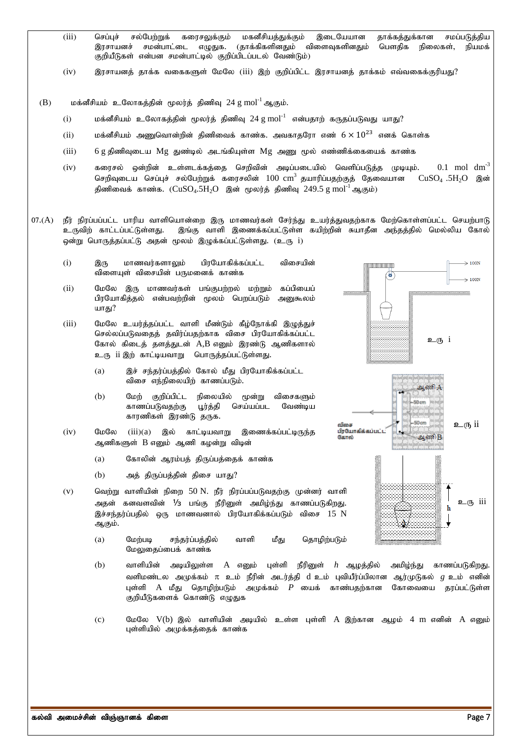(iii) செப்புச் சல்பேற்றுக் கரைசலுக்கும் மகனீசியத்துக்கும் இடையேயான தாக்கத்துக்கான சமப்படுத்திய இரசாயனச் சமன்பாட்டை எழுதுக. (தாக்கிகளினதும் விளைவுகளினதும் பௌதிக நிலைகள், நியமக் குறியீடுகள் என்பன சமன்பாட்டில் குறிப்பிடப்படல் வேண்டும்)

(iv) இரசாயனத் தாக்க வகைகளுள் மேலே (iii) இற் குறிப்பிட்ட இரசாயனத் தாக்கம் எவ்வகைக்குரியது?

(B) மக்னீசியம் உலோகத்தின் மூலர்த் திணிவு $24\ g\ mol^{-1}$ ஆகும்.

(i) மக்னீசியம் உலோகத்தின் மூலர்த் திணிவு $24\ g\ mol^{-1}$ என்பதாற் கருதப்படுவது யாது?

(ii) மக்னீசியம் அணுவொன்றின் திணிவைக் காண்க. அவகாதரோ எண் $6 \times 10^{23}$ எனக் கொள்க

(iii) $6\ g$ திணிவுடைய Mg துண்டில் அடங்கியுள்ள Mg அணு மூல் எண்ணிக்கையைக் காண்க

(iv) கரைசல் ஒன்றின் உள்ளடக்கத்தை செறிவின் அடிப்படையில் வெளிப்படுத்த முடியும். $0.1\ mol\ dm^{-3}$ செறிவுடைய செப்புச் சல்பேற்றுக் கரைசலின் $100\ cm^3$ தயாரிப்பதற்குத் தேவையான $CuSO_4 .5H_2O$ இன் திணிவைக் காண்க. ($CuSO_4.5H_2O$ இன் மூலர்த் திணிவு $249.5\ g\ mol^{-1}$ ஆகும்)

07.(A) நீர் நிரப்பப்பட்ட பாரிய வாளியொன்றை இரு மாணவர்கள் சேர்ந்து உயர்த்துவதற்காக மேற்கொள்ளப்பட்ட செயற்பாடு உருவிற் காட்டப்பட்டுள்ளது. இங்கு வாளி இணைக்கப்பட்டுள்ள கயிற்றின் சுயாதீன அந்தத்தில் மெல்லிய கோல் ஒன்று பொருத்தப்பட்டு அதன் மூலம் இழுக்கப்பட்டுள்ளது. (உரு i)

100N

100N

உரு i

(i) இரு மாணவர்களாலும் பிரயோகிக்கப்பட்ட விசையின் விளையுள் விசையின் பருமனைக் காண்க

(ii) மேலே இரு மாணவர்கள் பங்குபற்றல் மற்றும் கப்பியைப் பிரயோகித்தல் என்பவற்றின் மூலம் பெறப்படும் அனுகூலம் யாது?

(iii) மேலே உயர்த்தப்பட்ட வாளி மீண்டும் கீழ்நோக்கி இழுத்துச் செல்லப்படுவதைத் தவிர்ப்பதற்காக விசை பிரயோகிக்கப்பட்ட கோல் கிடைத் தளத்துடன் A,B எனும் இரண்டு ஆணிகளால் உரு ii இற் காட்டியவாறு பொருத்தப்பட்டுள்ளது.

ஆணி A

50 cm

50 cm

விசை பிரயோகிக்கப்பட்ட கோல்

ஆணி B

உரு ii

(a) இச் சந்தர்ப்பத்தில் கோல் மீது பிரயோகிக்கப்பட்ட விசை எந்நிலையிற் காணப்படும்.

(b) மேற் குறிப்பிட்ட நிலையில் மூன்று விசைகளும் காணப்படுவதற்கு பூர்த்தி செய்யப்பட வேண்டிய காரணிகள் இரண்டு தருக.

(iv) மேலே (iii)(a) இல் காட்டியவாறு இணைக்கப்பட்டிருந்த ஆணிகளுள் B எனும் ஆணி கழன்று விடின்

(a) கோலின் ஆரம்பத் திருப்பத்தைக் காண்க

(b) அத் திருப்பத்தின் திசை யாது?

(v) வெற்று வாளியின் நிறை 50 N. நீர் நிரப்பப்படுவதற்கு முன்னர் வாளி அதன் கனவளவின் ⅓ பங்கு நீரினுள் அமிழ்ந்து காணப்படுகிறது. இச்சந்தர்ப்பதில் ஒரு மாணவனால் பிரயோகிக்கப்படும் விசை 15 N ஆகும்.

h

A

உரு iii

(a) மேற்படி சந்தர்ப்பத்தில் வாளி மீது தொழிற்படும் மேலுதைப்பைக் காண்க

(b) வாளியின் அடியிலுள்ள A எனும் புள்ளி நீரினுள் $h$ ஆழத்தில் அமிழ்ந்து காணப்படுகிறது. வளிமண்டல அமுக்கம் $\pi$ உம் நீரின் அடர்த்தி d உம் புவியீர்ப்பிலான ஆர்முடுகல் $g$ உம் எனின் புள்ளி A மீது தொழிற்படும் அமுக்கம் $P$ யைக் காண்பதற்கான கோவையை தரப்பட்டுள்ள குறியீடுகளைக் கொண்டு எழுதுக

(c) மேலே V(b) இல் வாளியின் அடியில் உள்ள புள்ளி A இற்கான ஆழம் 4 m எனின் A எனும் புள்ளியில் அமுக்கத்தைக் காண்க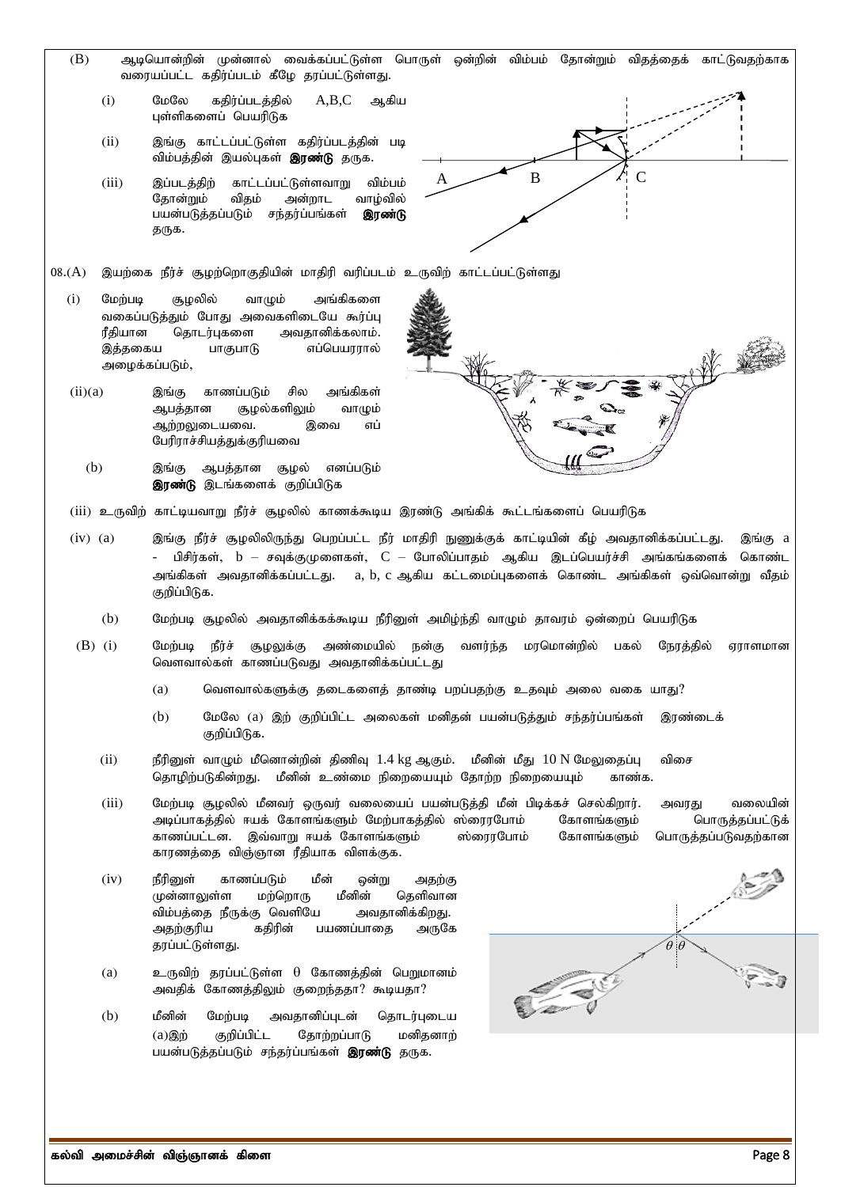(B) ஆடியொன்றின் முன்னால் வைக்கப்பட்டுள்ள பொருள் ஒன்றின் விம்பம் தோன்றும் விதத்தைக் காட்டுவதற்காக வரையப்பட்ட கதிர்ப்படம் கீழே தரப்பட்டுள்ளது.

(i) மேலே கதிர்ப்படத்தில் A,B,C ஆகிய புள்ளிகளைப் பெயரிடுக

(ii) இங்கு காட்டப்பட்டுள்ள கதிர்ப்படத்தின் படி விம்பத்தின் இயல்புகள் **இரண்டு** தருக.

(iii) இப்படத்திற் காட்டப்பட்டுள்ளவாறு விம்பம் தோன்றும் விதம் அன்றாட வாழ்வில் பயன்படுத்தப்படும் சந்தர்ப்பங்கள் **இரண்டு** தருக.

A B C

08.(A) இயற்கை நீர்ச் சூழற்றொகுதியின் மாதிரி வரிப்படம் உருவிற் காட்டப்பட்டுள்ளது

(i) மேற்படி சூழலில் வாழும் அங்கிகளை வகைப்படுத்தும் போது அவைகளிடையே கூர்ப்பு ரீதியான தொடர்புகளை அவதானிக்கலாம். இத்தகைய பாகுபாடு எப்பெயரரால் அழைக்கப்படும்,

(ii)(a) இங்கு காணப்படும் சில அங்கிகள் ஆபத்தான சூழல்களிலும் வாழும் ஆற்றலுடையவை. இவை எப் பேரிராச்சியத்துக்குரியவை

(b) இங்கு ஆபத்தான சூழல் எனப்படும் **இரண்டு** இடங்களைக் குறிப்பிடுக

(iii) உருவிற் காட்டியவாறு நீர்ச் சூழலில் காணக்கூடிய இரண்டு அங்கிக் கூட்டங்களைப் பெயரிடுக

(iv) (a) இங்கு நீர்ச் சூழலிலிருந்து பெறப்பட்ட நீர் மாதிரி நுணுக்குக் காட்டியின் கீழ் அவதானிக்கப்பட்டது. இங்கு a - பிசிர்கள், b – சவுக்குமுளைகள், C – போலிப்பாதம் ஆகிய இடப்பெயர்ச்சி அங்கங்களைக் கொண்ட அங்கிகள் அவதானிக்கப்பட்டது. a, b, c ஆகிய கட்டமைப்புகளைக் கொண்ட அங்கிகள் ஒவ்வொன்று வீதம் குறிப்பிடுக.

(b) மேற்படி சூழலில் அவதானிக்கக்கூடிய நீரினுள் அமிழ்ந்தி வாழும் தாவரம் ஒன்றைப் பெயரிடுக

(B) (i) மேற்படி நீர்ச் சூழலுக்கு அண்மையில் நன்கு வளர்ந்த மரமொன்றில் பகல் நேரத்தில் ஏராளமான வௌவால்கள் காணப்படுவது அவதானிக்கப்பட்டது

(a) வௌவால்களுக்கு தடைகளைத் தாண்டி பறப்பதற்கு உதவும் அலை வகை யாது?

(b) மேலே (a) இற் குறிப்பிட்ட அலைகள் மனிதன் பயன்படுத்தும் சந்தர்ப்பங்கள் இரண்டைக் குறிப்பிடுக.

(ii) நீரினுள் வாழும் மீனொன்றின் திணிவு 1.4 kg ஆகும். மீனின் மீது 10 N மேலுதைப்பு விசை தொழிற்படுகின்றது. மீனின் உண்மை நிறையையும் தோற்ற நிறையையும் காண்க.

(iii) மேற்படி சூழலில் மீனவர் ஒருவர் வலையைப் பயன்படுத்தி மீன் பிடிக்கச் செல்கிறார். அவரது வலையின் அடிப்பாகத்தில் ஈயக் கோளங்களும் மேற்பாகத்தில் ஸ்ரைரபோம் கோளங்களும் பொருத்தப்பட்டுக் காணப்பட்டன. இவ்வாறு ஈயக் கோளங்களும் ஸ்ரைரபோம் கோளங்களும் பொருத்தப்படுவதற்கான காரணத்தை விஞ்ஞான ரீதியாக விளக்குக.

(iv) நீரினுள் காணப்படும் மீன் ஒன்று அதற்கு முன்னாலுள்ள மற்றொரு மீனின் தெளிவான விம்பத்தை நீருக்கு வெளியே அவதானிக்கிறது. அதற்குரிய கதிரின் பயணப்பாதை அருகே தரப்பட்டுள்ளது.

$\theta$ $\theta$

(a) உருவிற் தரப்பட்டுள்ள $\theta$ கோணத்தின் பெறுமானம் அவதிக் கோணத்திலும் குறைந்ததா? கூடியதா?

(b) மீனின் மேற்படி அவதானிப்புடன் தொடர்புடைய (a)இற் குறிப்பிட்ட தோற்றப்பாடு மனிதனாற் பயன்படுத்தப்படும் சந்தர்ப்பங்கள் **இரண்டு** தருக.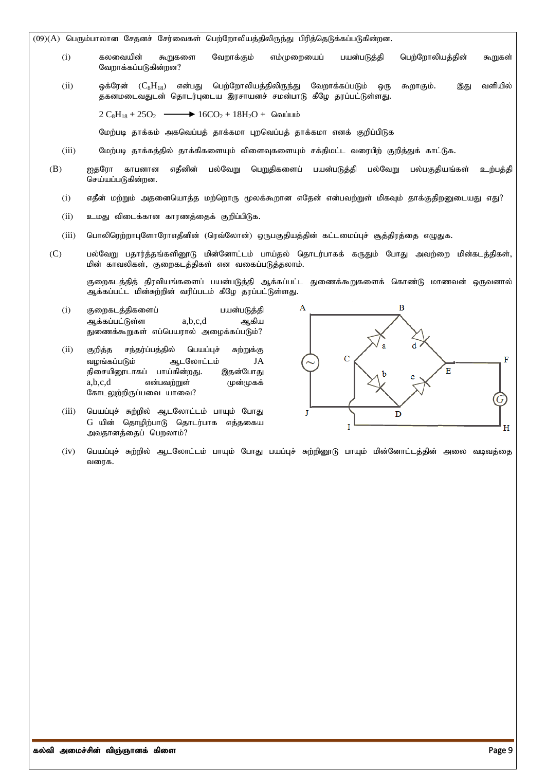(09)(A) பெரும்பாலான சேதனச் சேர்வைகள் பெற்றோலியத்திலிருந்து பிரித்தெடுக்கப்படுகின்றன.

(i) கலவையின் கூறுகளை வேறாக்கும் எம்முறையைப் பயன்படுத்தி பெற்றோலியத்தின் கூறுகள் வேறாக்கப்படுகின்றன?

(ii) ஒக்ரேன் ($C_8H_{18}$) என்பது பெற்றோலியத்திலிருந்து வேறாக்கப்படும் ஒரு கூறாகும். இது வளியில் தகனமடைவதுடன் தொடர்புடைய இரசாயனச் சமன்பாடு கீழே தரப்பட்டுள்ளது.

$$2\,C_8H_{18} + 25O_2 \longrightarrow 16CO_2 + 18H_2O + \text{வெப்பம்}$$

மேற்படி தாக்கம் அகவெப்பத் தாக்கமா புறவெப்பத் தாக்கமா எனக் குறிப்பிடுக

(iii) மேற்படி தாக்கத்தில் தாக்கிகளையும் விளைவுகளையும் சக்திமட்ட வரைபிற் குறித்துக் காட்டுக.

(B) ஐதரோ காபனான எதீனின் பல்வேறு பெறுதிகளைப் பயன்படுத்தி பல்வேறு பல்பகுதியங்கள் உற்பத்தி செய்யப்படுகின்றன.

(i) எதீன் மற்றும் அதனையொத்த மற்றொரு மூலக்கூறான எதேன் என்பவற்றுள் மிகவும் தாக்குதிறனுடையது எது?

(ii) உமது விடைக்கான காரணத்தைக் குறிப்பிடுக.

(iii) பொலிரெற்றாபுளோரோஎதீனின் (ரெவ்லோன்) ஒருபகுதியத்தின் கட்டமைப்புச் சூத்திரத்தை எழுதுக.

(C) பல்வேறு பதார்த்தங்களினூடு மின்னோட்டம் பாய்தல் தொடர்பாகக் கருதும் போது அவற்றை மின்கடத்திகள், மின் காவலிகள், குறைகடத்திகள் என வகைப்படுத்தலாம்.

குறைகடத்தித் திரவியங்களைப் பயன்படுத்தி ஆக்கப்பட்ட துணைக்கூறுகளைக் கொண்டு மாணவன் ஒருவனால் ஆக்கப்பட்ட மின்சுற்றின் வரிப்படம் கீழே தரப்பட்டுள்ளது.

A B C D E F G H I J a b c d

(i) குறைகடத்திகளைப் பயன்படுத்தி ஆக்கப்பட்டுள்ள a,b,c,d ஆகிய துணைக்கூறுகள் எப்பெயரால் அழைக்கப்படும்?

(ii) குறித்த சந்தர்ப்பத்தில் பெயப்புச் சுற்றுக்கு வழங்கப்படும் ஆடலோட்டம் JA திசையினூடாகப் பாய்கின்றது. இதன்போது a,b,c,d என்பவற்றுள் முன்முகக் கோடலுற்றிருப்பவை யாவை?

(iii) பெயப்புச் சுற்றில் ஆடலோட்டம் பாயும் போது G யின் தொழிற்பாடு தொடர்பாக எத்தகைய அவதானத்தைப் பெறலாம்?

(iv) பெயப்புச் சுற்றில் ஆடலோட்டம் பாயும் போது பயப்புச் சுற்றினூடு பாயும் மின்னோட்டத்தின் அலை வடிவத்தை வரைக.